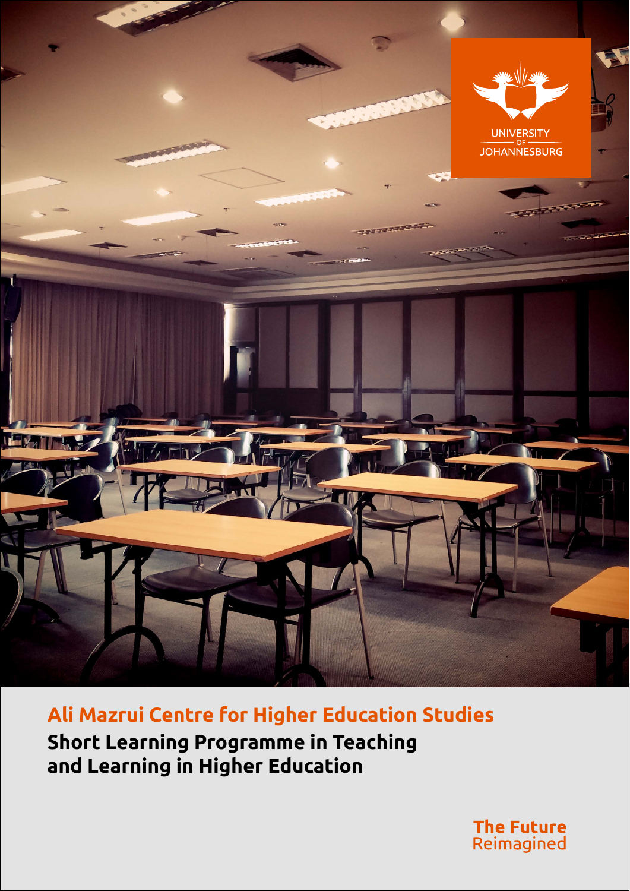UNIVERSITY OF JOHANNESBURG

## Ali Mazrui Centre for Higher Education Studies

# Short Learning Programme in Teaching and Learning in Higher Education

**The Future** Reimagined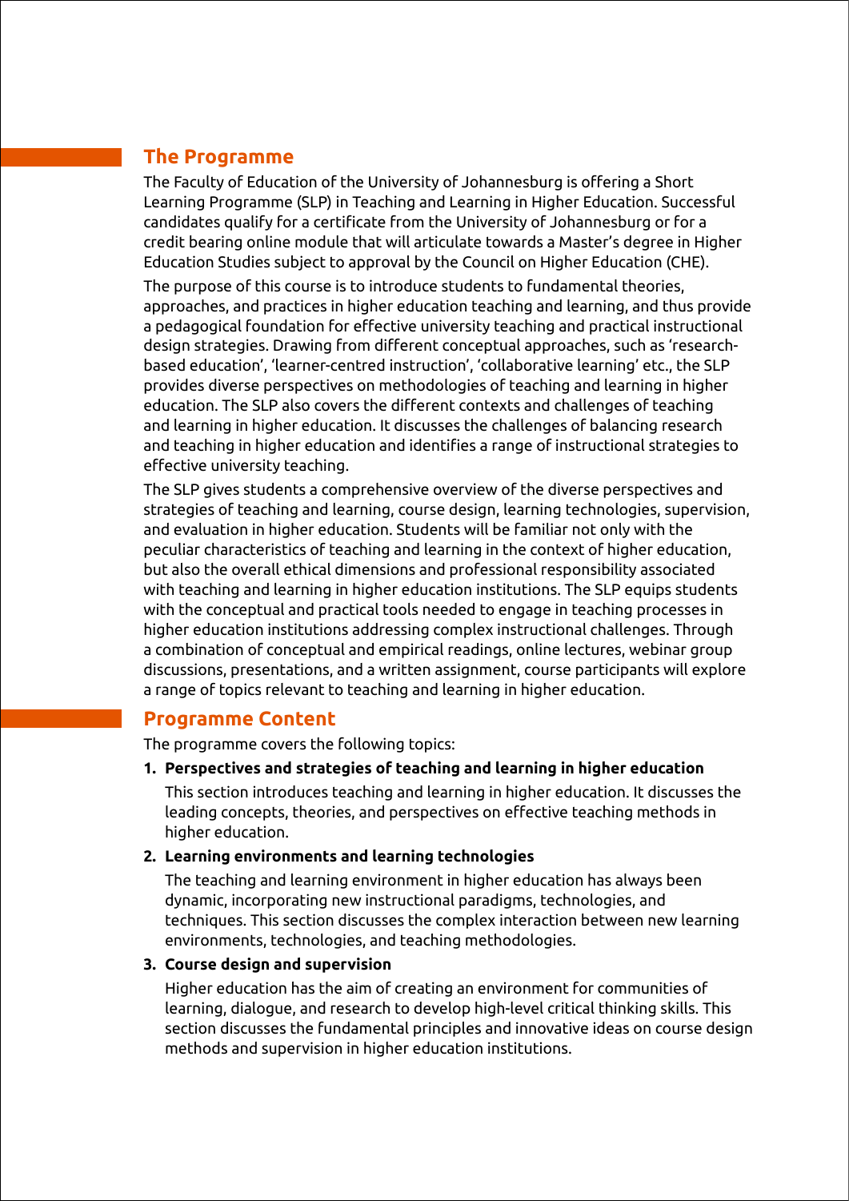## The Programme

The Faculty of Education of the University of Johannesburg is offering a Short Learning Programme (SLP) in Teaching and Learning in Higher Education. Successful candidates qualify for a certificate from the University of Johannesburg or for a credit bearing online module that will articulate towards a Master's degree in Higher Education Studies subject to approval by the Council on Higher Education (CHE).

The purpose of this course is to introduce students to fundamental theories, approaches, and practices in higher education teaching and learning, and thus provide a pedagogical foundation for effective university teaching and practical instructional design strategies. Drawing from different conceptual approaches, such as 'research-based education', 'learner-centred instruction', 'collaborative learning' etc., the SLP provides diverse perspectives on methodologies of teaching and learning in higher education. The SLP also covers the different contexts and challenges of teaching and learning in higher education. It discusses the challenges of balancing research and teaching in higher education and identifies a range of instructional strategies to effective university teaching.

The SLP gives students a comprehensive overview of the diverse perspectives and strategies of teaching and learning, course design, learning technologies, supervision, and evaluation in higher education. Students will be familiar not only with the peculiar characteristics of teaching and learning in the context of higher education, but also the overall ethical dimensions and professional responsibility associated with teaching and learning in higher education institutions. The SLP equips students with the conceptual and practical tools needed to engage in teaching processes in higher education institutions addressing complex instructional challenges. Through a combination of conceptual and empirical readings, online lectures, webinar group discussions, presentations, and a written assignment, course participants will explore a range of topics relevant to teaching and learning in higher education.

## Programme Content

The programme covers the following topics:

1. **Perspectives and strategies of teaching and learning in higher education**

   This section introduces teaching and learning in higher education. It discusses the leading concepts, theories, and perspectives on effective teaching methods in higher education.

2. **Learning environments and learning technologies**

   The teaching and learning environment in higher education has always been dynamic, incorporating new instructional paradigms, technologies, and techniques. This section discusses the complex interaction between new learning environments, technologies, and teaching methodologies.

3. **Course design and supervision**

   Higher education has the aim of creating an environment for communities of learning, dialogue, and research to develop high-level critical thinking skills. This section discusses the fundamental principles and innovative ideas on course design methods and supervision in higher education institutions.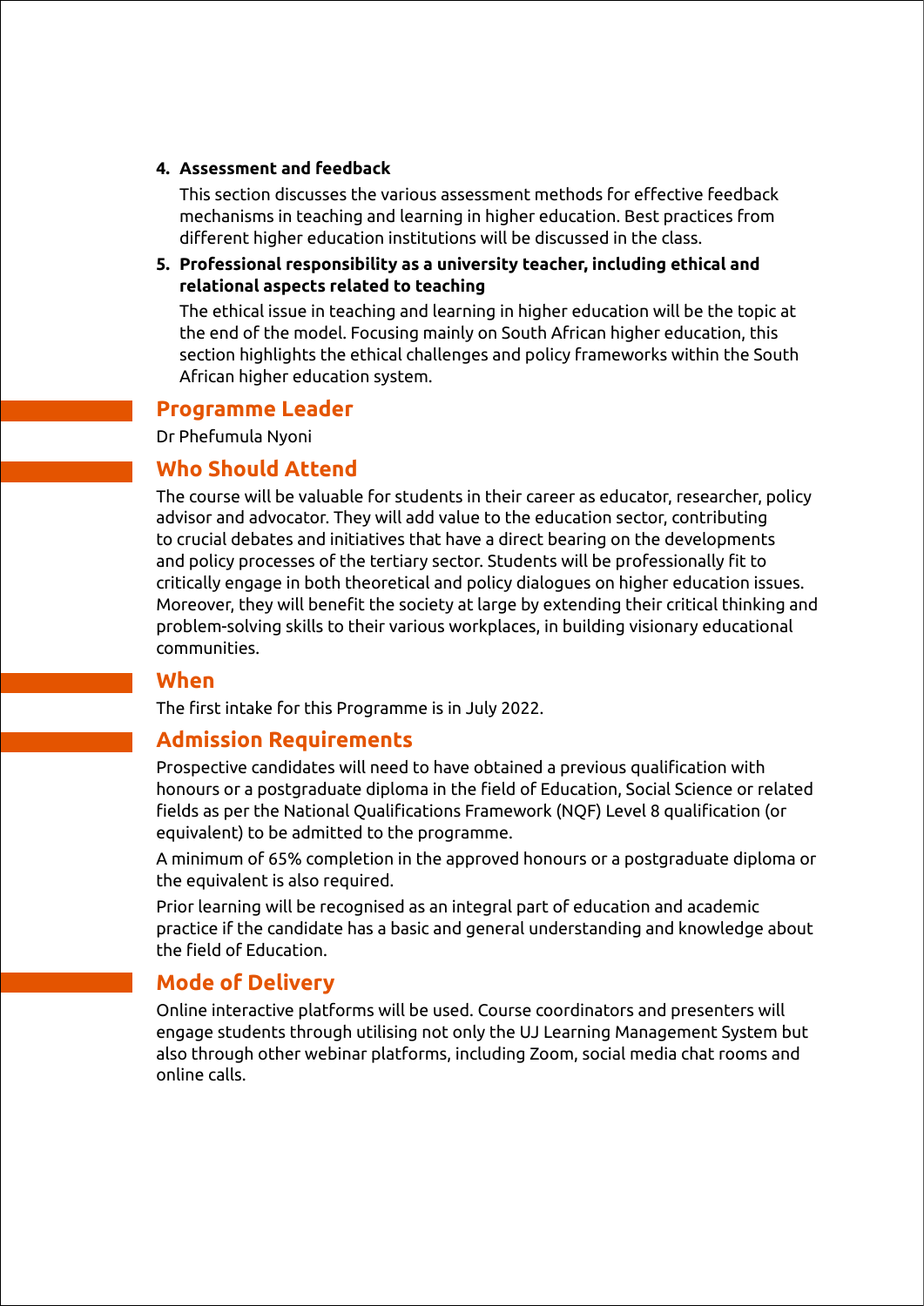4. **Assessment and feedback**

   This section discusses the various assessment methods for effective feedback mechanisms in teaching and learning in higher education. Best practices from different higher education institutions will be discussed in the class.

5. **Professional responsibility as a university teacher, including ethical and relational aspects related to teaching**

   The ethical issue in teaching and learning in higher education will be the topic at the end of the model. Focusing mainly on South African higher education, this section highlights the ethical challenges and policy frameworks within the South African higher education system.

## Programme Leader

Dr Phefumula Nyoni

## Who Should Attend

The course will be valuable for students in their career as educator, researcher, policy advisor and advocator. They will add value to the education sector, contributing to crucial debates and initiatives that have a direct bearing on the developments and policy processes of the tertiary sector. Students will be professionally fit to critically engage in both theoretical and policy dialogues on higher education issues. Moreover, they will benefit the society at large by extending their critical thinking and problem-solving skills to their various workplaces, in building visionary educational communities.

## When

The first intake for this Programme is in July 2022.

## Admission Requirements

Prospective candidates will need to have obtained a previous qualification with honours or a postgraduate diploma in the field of Education, Social Science or related fields as per the National Qualifications Framework (NQF) Level 8 qualification (or equivalent) to be admitted to the programme.

A minimum of 65% completion in the approved honours or a postgraduate diploma or the equivalent is also required.

Prior learning will be recognised as an integral part of education and academic practice if the candidate has a basic and general understanding and knowledge about the field of Education.

## Mode of Delivery

Online interactive platforms will be used. Course coordinators and presenters will engage students through utilising not only the UJ Learning Management System but also through other webinar platforms, including Zoom, social media chat rooms and online calls.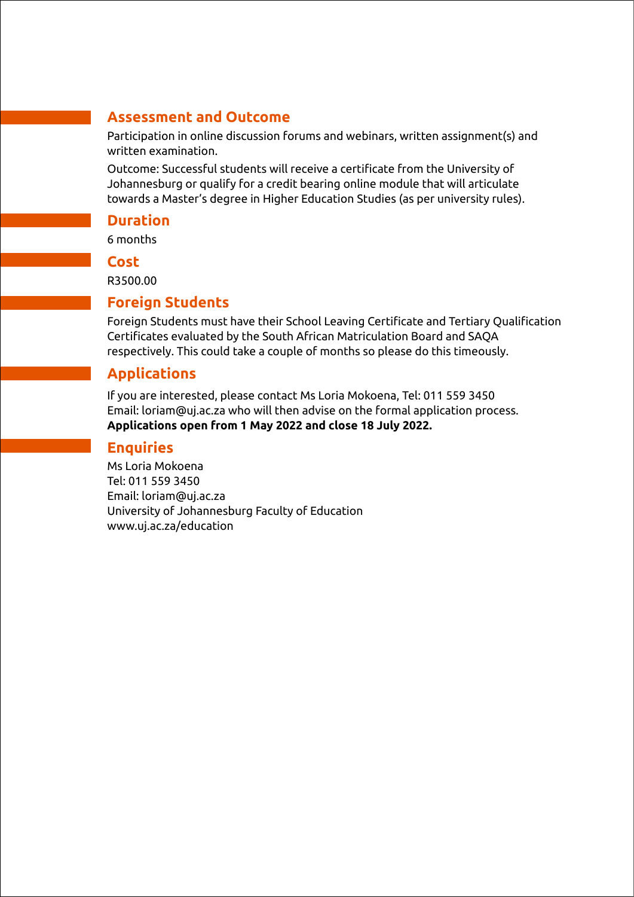## Assessment and Outcome

Participation in online discussion forums and webinars, written assignment(s) and written examination.

Outcome: Successful students will receive a certificate from the University of Johannesburg or qualify for a credit bearing online module that will articulate towards a Master's degree in Higher Education Studies (as per university rules).

## Duration

6 months

## Cost

R3500.00

## Foreign Students

Foreign Students must have their School Leaving Certificate and Tertiary Qualification Certificates evaluated by the South African Matriculation Board and SAQA respectively. This could take a couple of months so please do this timeously.

## Applications

If you are interested, please contact Ms Loria Mokoena, Tel: 011 559 3450
Email: loriam@uj.ac.za who will then advise on the formal application process.
**Applications open from 1 May 2022 and close 18 July 2022.**

## Enquiries

Ms Loria Mokoena
Tel: 011 559 3450
Email: loriam@uj.ac.za
University of Johannesburg Faculty of Education
www.uj.ac.za/education